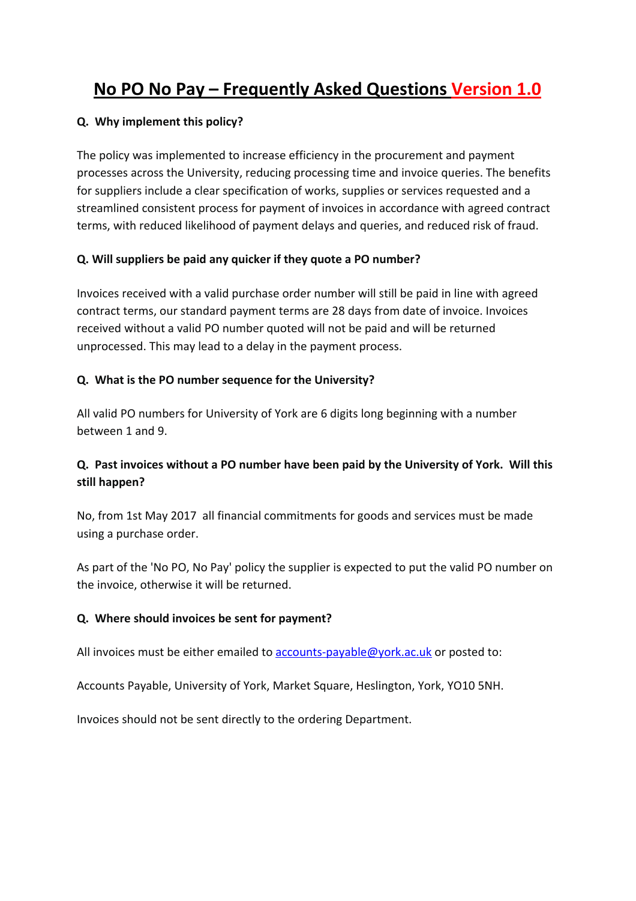# No PO No Pay – Frequently Asked Questions Version 1.0

**Q. Why implement this policy?**

The policy was implemented to increase efficiency in the procurement and payment processes across the University, reducing processing time and invoice queries. The benefits for suppliers include a clear specification of works, supplies or services requested and a streamlined consistent process for payment of invoices in accordance with agreed contract terms, with reduced likelihood of payment delays and queries, and reduced risk of fraud.

**Q. Will suppliers be paid any quicker if they quote a PO number?**

Invoices received with a valid purchase order number will still be paid in line with agreed contract terms, our standard payment terms are 28 days from date of invoice. Invoices received without a valid PO number quoted will not be paid and will be returned unprocessed. This may lead to a delay in the payment process.

**Q. What is the PO number sequence for the University?**

All valid PO numbers for University of York are 6 digits long beginning with a number between 1 and 9.

**Q. Past invoices without a PO number have been paid by the University of York. Will this still happen?**

No, from 1st May 2017 all financial commitments for goods and services must be made using a purchase order.

As part of the 'No PO, No Pay' policy the supplier is expected to put the valid PO number on the invoice, otherwise it will be returned.

**Q. Where should invoices be sent for payment?**

All invoices must be either emailed to accounts-payable@york.ac.uk or posted to:

Accounts Payable, University of York, Market Square, Heslington, York, YO10 5NH.

Invoices should not be sent directly to the ordering Department.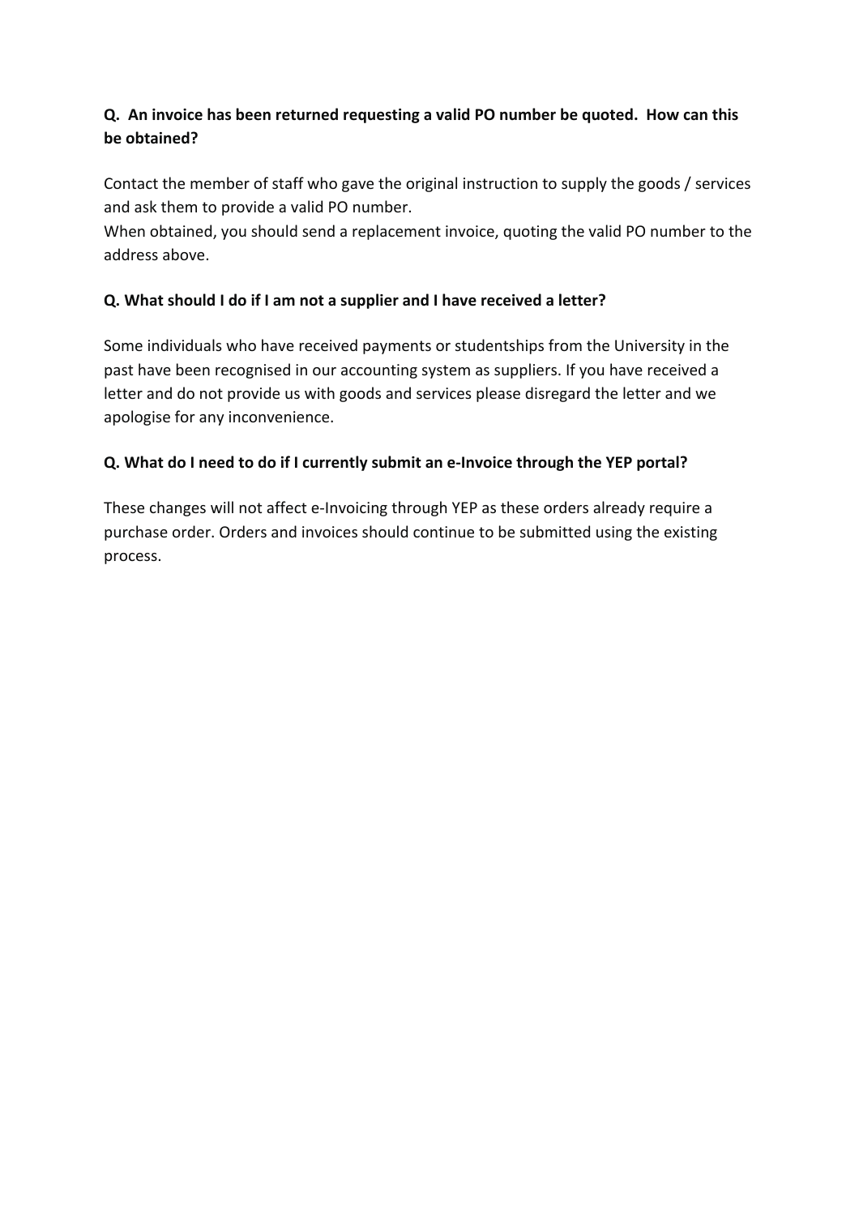**Q. An invoice has been returned requesting a valid PO number be quoted. How can this be obtained?**

Contact the member of staff who gave the original instruction to supply the goods / services and ask them to provide a valid PO number.
When obtained, you should send a replacement invoice, quoting the valid PO number to the address above.

**Q. What should I do if I am not a supplier and I have received a letter?**

Some individuals who have received payments or studentships from the University in the past have been recognised in our accounting system as suppliers. If you have received a letter and do not provide us with goods and services please disregard the letter and we apologise for any inconvenience.

**Q. What do I need to do if I currently submit an e-Invoice through the YEP portal?**

These changes will not affect e-Invoicing through YEP as these orders already require a purchase order. Orders and invoices should continue to be submitted using the existing process.